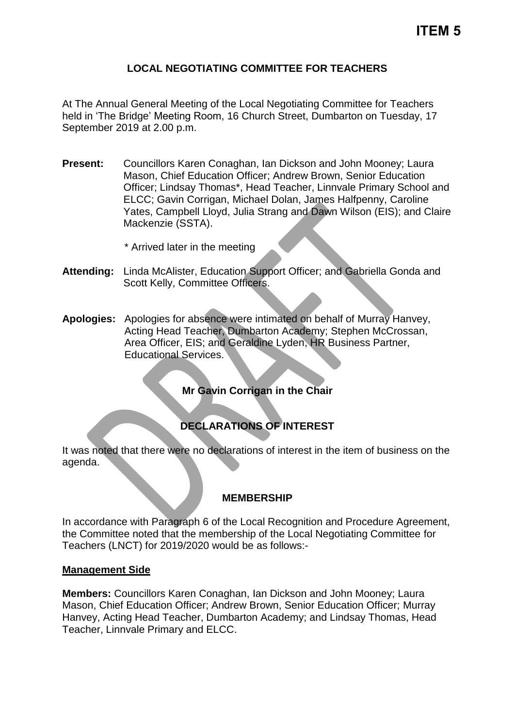**ITEM 5**

# LOCAL NEGOTIATING COMMITTEE FOR TEACHERS

At The Annual General Meeting of the Local Negotiating Committee for Teachers held in 'The Bridge' Meeting Room, 16 Church Street, Dumbarton on Tuesday, 17 September 2019 at 2.00 p.m.

**Present:** Councillors Karen Conaghan, Ian Dickson and John Mooney; Laura Mason, Chief Education Officer; Andrew Brown, Senior Education Officer; Lindsay Thomas*, Head Teacher, Linnvale Primary School and ELCC; Gavin Corrigan, Michael Dolan, James Halfpenny, Caroline Yates, Campbell Lloyd, Julia Strang and Dawn Wilson (EIS); and Claire Mackenzie (SSTA).

\* Arrived later in the meeting

**Attending:** Linda McAlister, Education Support Officer; and Gabriella Gonda and Scott Kelly, Committee Officers.

**Apologies:** Apologies for absence were intimated on behalf of Murray Hanvey, Acting Head Teacher, Dumbarton Academy; Stephen McCrossan, Area Officer, EIS; and Geraldine Lyden, HR Business Partner, Educational Services.

**Mr Gavin Corrigan in the Chair**

## DECLARATIONS OF INTEREST

It was noted that there were no declarations of interest in the item of business on the agenda.

## MEMBERSHIP

In accordance with Paragraph 6 of the Local Recognition and Procedure Agreement, the Committee noted that the membership of the Local Negotiating Committee for Teachers (LNCT) for 2019/2020 would be as follows:-

### Management Side

**Members:** Councillors Karen Conaghan, Ian Dickson and John Mooney; Laura Mason, Chief Education Officer; Andrew Brown, Senior Education Officer; Murray Hanvey, Acting Head Teacher, Dumbarton Academy; and Lindsay Thomas, Head Teacher, Linnvale Primary and ELCC.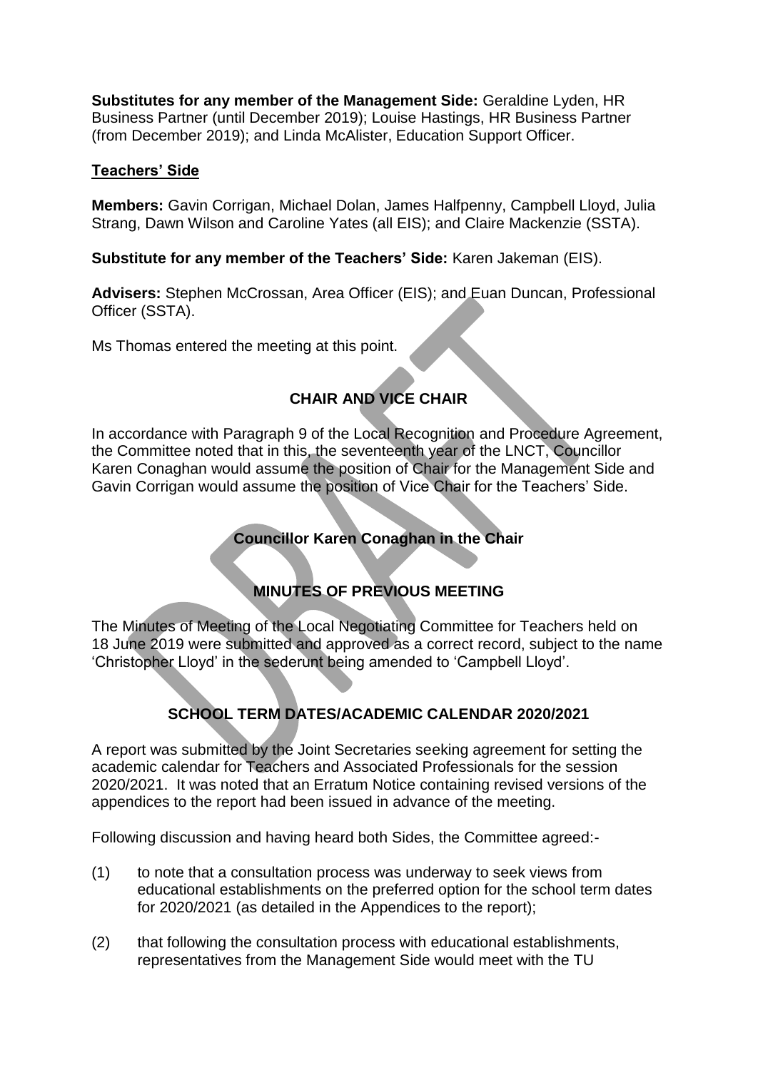**Substitutes for any member of the Management Side:** Geraldine Lyden, HR Business Partner (until December 2019); Louise Hastings, HR Business Partner (from December 2019); and Linda McAlister, Education Support Officer.

**Teachers' Side**

**Members:** Gavin Corrigan, Michael Dolan, James Halfpenny, Campbell Lloyd, Julia Strang, Dawn Wilson and Caroline Yates (all EIS); and Claire Mackenzie (SSTA).

**Substitute for any member of the Teachers' Side:** Karen Jakeman (EIS).

**Advisers:** Stephen McCrossan, Area Officer (EIS); and Euan Duncan, Professional Officer (SSTA).

Ms Thomas entered the meeting at this point.

## CHAIR AND VICE CHAIR

In accordance with Paragraph 9 of the Local Recognition and Procedure Agreement, the Committee noted that in this, the seventeenth year of the LNCT, Councillor Karen Conaghan would assume the position of Chair for the Management Side and Gavin Corrigan would assume the position of Vice Chair for the Teachers' Side.

## Councillor Karen Conaghan in the Chair

## MINUTES OF PREVIOUS MEETING

The Minutes of Meeting of the Local Negotiating Committee for Teachers held on 18 June 2019 were submitted and approved as a correct record, subject to the name 'Christopher Lloyd' in the sederunt being amended to 'Campbell Lloyd'.

## SCHOOL TERM DATES/ACADEMIC CALENDAR 2020/2021

A report was submitted by the Joint Secretaries seeking agreement for setting the academic calendar for Teachers and Associated Professionals for the session 2020/2021. It was noted that an Erratum Notice containing revised versions of the appendices to the report had been issued in advance of the meeting.

Following discussion and having heard both Sides, the Committee agreed:-

(1) to note that a consultation process was underway to seek views from educational establishments on the preferred option for the school term dates for 2020/2021 (as detailed in the Appendices to the report);

(2) that following the consultation process with educational establishments, representatives from the Management Side would meet with the TU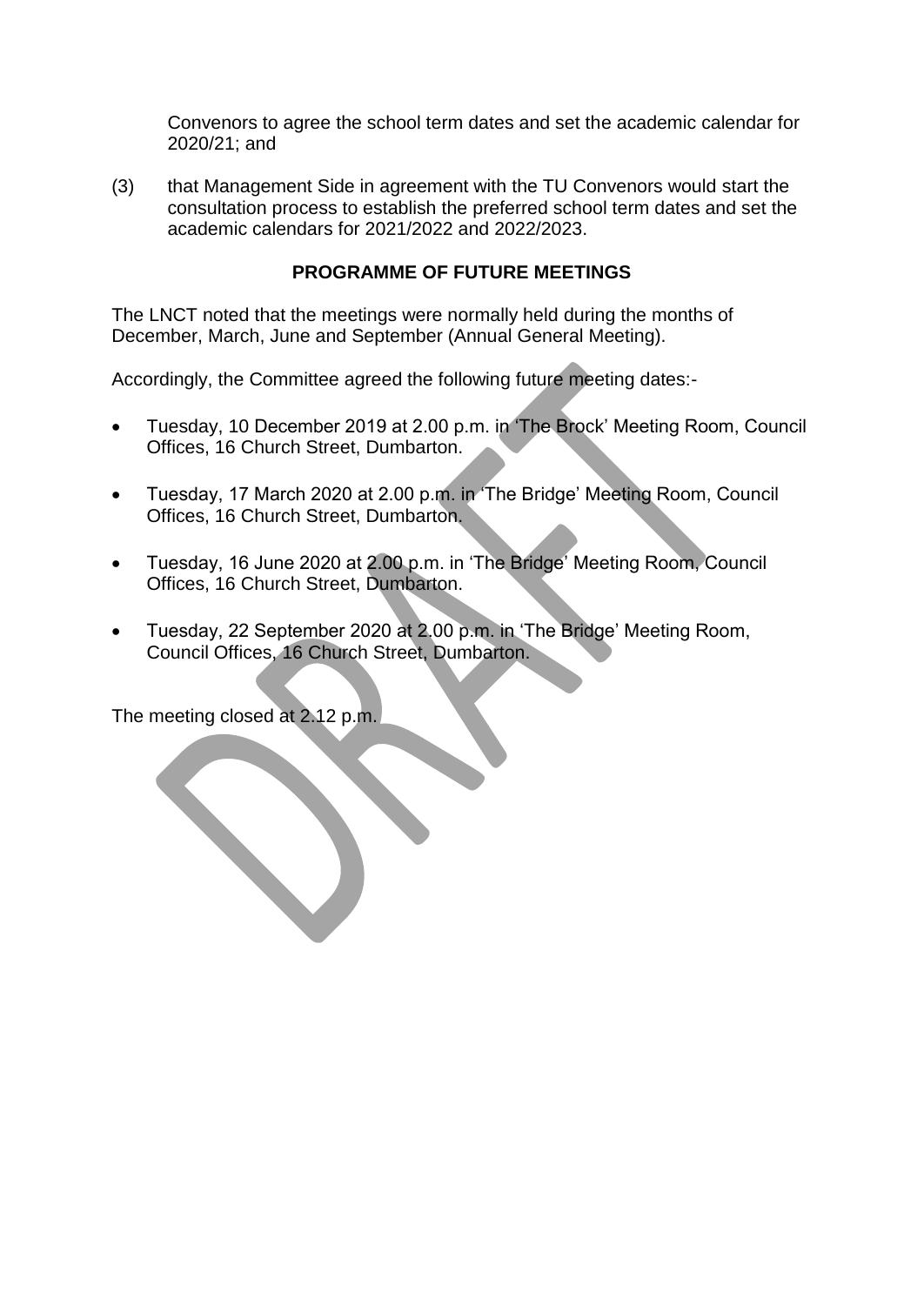Convenors to agree the school term dates and set the academic calendar for 2020/21; and

(3) that Management Side in agreement with the TU Convenors would start the consultation process to establish the preferred school term dates and set the academic calendars for 2021/2022 and 2022/2023.

**PROGRAMME OF FUTURE MEETINGS**

The LNCT noted that the meetings were normally held during the months of December, March, June and September (Annual General Meeting).

Accordingly, the Committee agreed the following future meeting dates:-

- Tuesday, 10 December 2019 at 2.00 p.m. in 'The Brock' Meeting Room, Council Offices, 16 Church Street, Dumbarton.
- Tuesday, 17 March 2020 at 2.00 p.m. in 'The Bridge' Meeting Room, Council Offices, 16 Church Street, Dumbarton.
- Tuesday, 16 June 2020 at 2.00 p.m. in 'The Bridge' Meeting Room, Council Offices, 16 Church Street, Dumbarton.
- Tuesday, 22 September 2020 at 2.00 p.m. in 'The Bridge' Meeting Room, Council Offices, 16 Church Street, Dumbarton.

The meeting closed at 2.12 p.m.